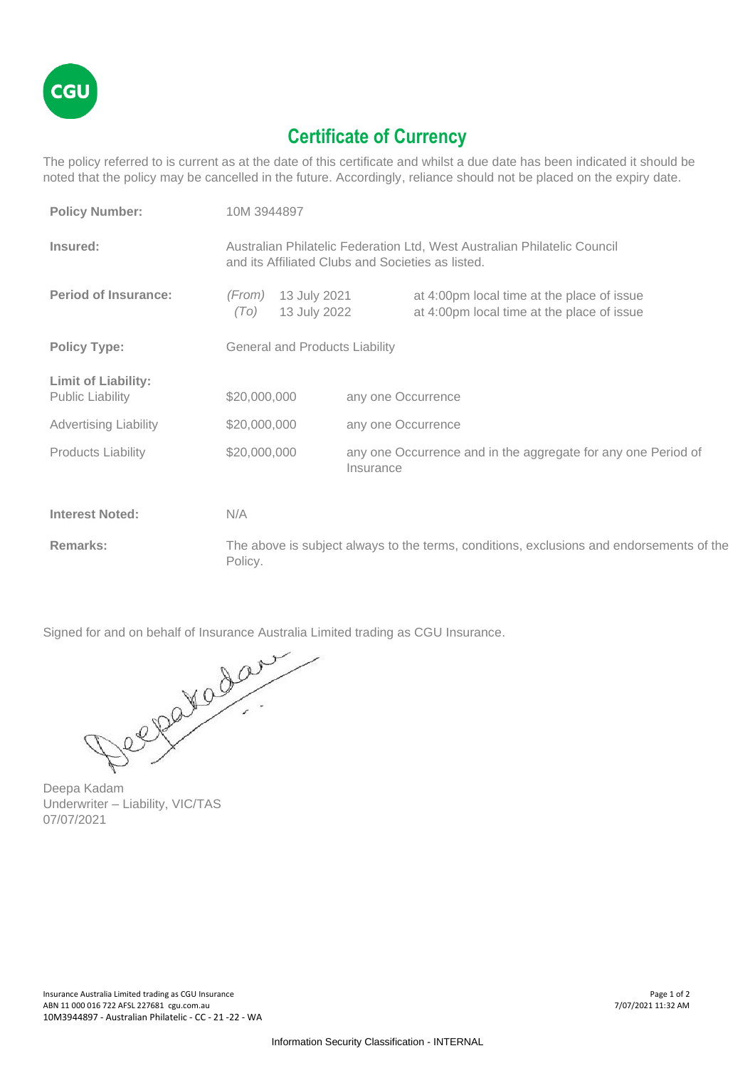CGU

# Certificate of Currency

The policy referred to is current as at the date of this certificate and whilst a due date has been indicated it should be noted that the policy may be cancelled in the future. Accordingly, reliance should not be placed on the expiry date.

| | | |
|---|---|---|
| **Policy Number:** | 10M 3944897 | |
| **Insured:** | Australian Philatelic Federation Ltd, West Australian Philatelic Council and its Affiliated Clubs and Societies as listed. | |
| **Period of Insurance:** | *(From)* 13 July 2021 | at 4:00pm local time at the place of issue |
| | *(To)* 13 July 2022 | at 4:00pm local time at the place of issue |
| **Policy Type:** | General and Products Liability | |
| **Limit of Liability:** | | |
| Public Liability | $20,000,000 | any one Occurrence |
| Advertising Liability | $20,000,000 | any one Occurrence |
| Products Liability | $20,000,000 | any one Occurrence and in the aggregate for any one Period of Insurance |
| **Interest Noted:** | N/A | |
| **Remarks:** | The above is subject always to the terms, conditions, exclusions and endorsements of the Policy. | |

Signed for and on behalf of Insurance Australia Limited trading as CGU Insurance.

Deepa Kadam
Underwriter – Liability, VIC/TAS
07/07/2021

Insurance Australia Limited trading as CGU Insurance
ABN 11 000 016 722 AFSL 227681 cgu.com.au
10M3944897 - Australian Philatelic - CC - 21 -22 - WA

7/07/2021 11:32 AM

Information Security Classification - INTERNAL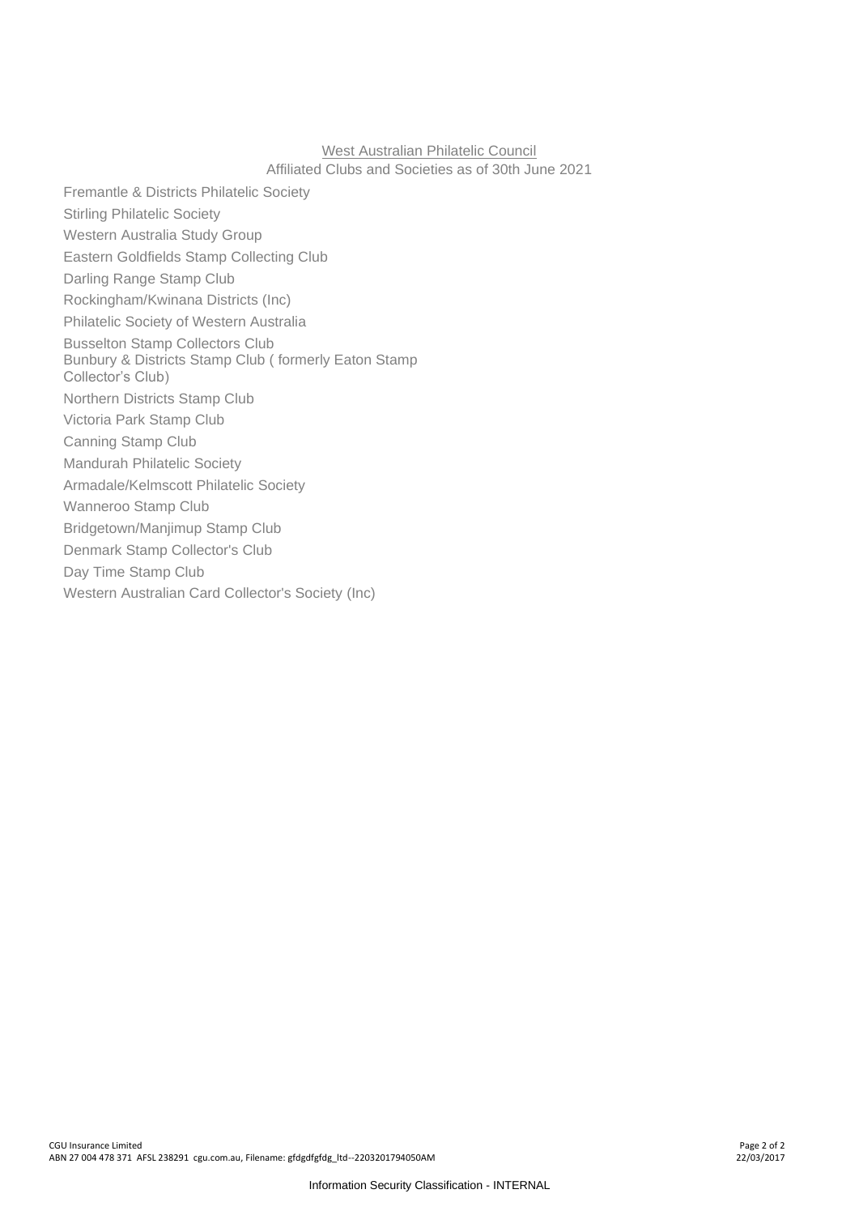## West Australian Philatelic Council

Affiliated Clubs and Societies as of 30th June 2021

Fremantle & Districts Philatelic Society

Stirling Philatelic Society

Western Australia Study Group

Eastern Goldfields Stamp Collecting Club

Darling Range Stamp Club

Rockingham/Kwinana Districts (Inc)

Philatelic Society of Western Australia

Busselton Stamp Collectors Club

Bunbury & Districts Stamp Club ( formerly Eaton Stamp Collector's Club)

Northern Districts Stamp Club

Victoria Park Stamp Club

Canning Stamp Club

Mandurah Philatelic Society

Armadale/Kelmscott Philatelic Society

Wanneroo Stamp Club

Bridgetown/Manjimup Stamp Club

Denmark Stamp Collector's Club

Day Time Stamp Club

Western Australian Card Collector's Society (Inc)